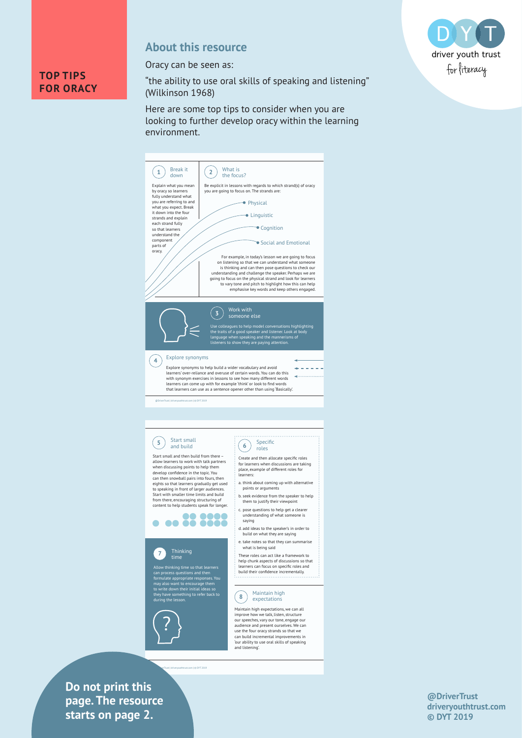# TOP TIPS FOR ORACY

## About this resource

Oracy can be seen as:

"the ability to use oral skills of speaking and listening" (Wilkinson 1968)

Here are some top tips to consider when you are looking to further develop oracy within the learning environment.

driver youth trust for literacy

### 1 Break it down

Explain what you mean by oracy so learners fully understand what you are referring to and what you expect. Break it down into the four strands and explain each strand fully so that learners understand the component parts of oracy.

### 2 What is the focus?

Be explicit in lessons with regards to which strand(s) of oracy you are going to focus on. The strands are:

- Physical
- Linguistic
- Cognition
- Social and Emotional

For example, in today's lesson we are going to focus on listening so that we can understand what someone is thinking and can then pose questions to check our understanding and challenge the speaker. Perhaps we are going to focus on the physical strand and look for learners to vary tone and pitch to highlight how this can help emphasise key words and keep others engaged.

### 3 Work with someone else

Use colleagues to help model conversations highlighting the traits of a good speaker and listener. Look at body language when speaking and the mannerisms of listeners to show they are paying attention.

### 4 Explore synonyms

Explore synonyms to help build a wider vocabulary and avoid learners' over-reliance and overuse of certain words. You can do this with synonym exercises in lessons to see how many different words learners can come up with for example 'think' or look to find words that learners can use as a sentence opener other than using 'Basically'.

### 5 Start small and build

Start small and then build from there – allow learners to work with talk partners when discussing points to help them develop confidence in the topic. You can then snowball pairs into fours, then eights so that learners gradually get used to speaking in front of larger audiences. Start with smaller time limits and build from there, encouraging structuring of content to help students speak for longer.

### 6 Specific roles

Create and then allocate specific roles for learners when discussions are taking place, example of different roles for learners:

a. think about coming up with alternative points or arguments

b. seek evidence from the speaker to help them to justify their viewpoint

c. pose questions to help get a clearer understanding of what someone is saying

d. add ideas to the speaker's in order to build on what they are saying

e. take notes so that they can summarise what is being said

These roles can act like a framework to help chunk aspects of discussions so that learners can focus on specific roles and build their confidence incrementally.

### 7 Thinking time

Allow thinking time so that learners can process questions and then formulate appropriate responses. You may also want to encourage them to write down their initial ideas so they have something to refer back to during the lesson.

### 8 Maintain high expectations

Maintain high expectations, we can all improve how we talk, listen, structure our speeches, vary our tone, engage our audience and present ourselves. We can use the four oracy strands so that we can build incremental improvements in 'our ability to use oral skills of speaking and listening'.

**Do not print this page. The resource starts on page 2.**

**@DriverTrust**
**driveryouthtrust.com**
**© DYT 2019**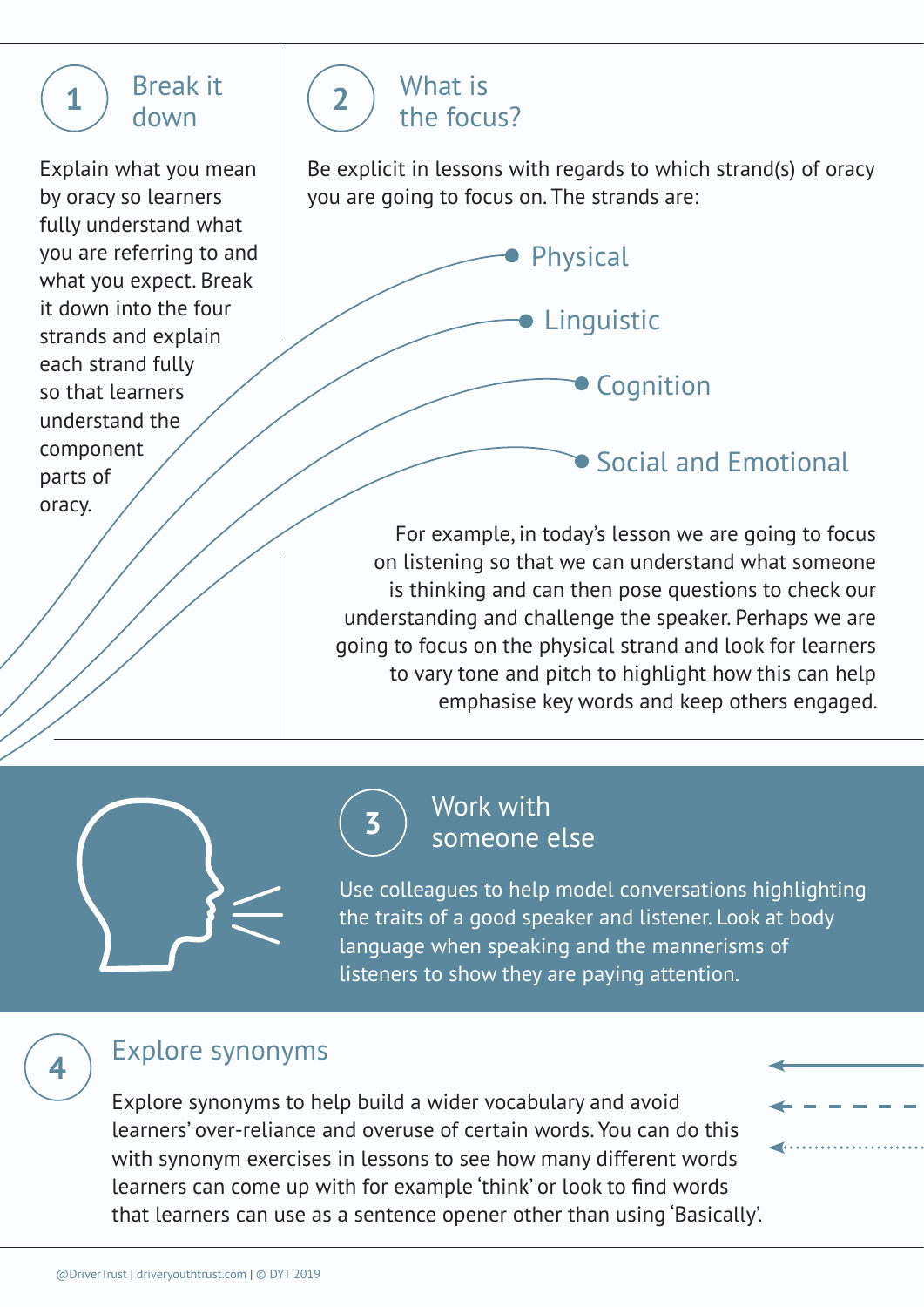## 1 Break it down

Explain what you mean by oracy so learners fully understand what you are referring to and what you expect. Break it down into the four strands and explain each strand fully so that learners understand the component parts of oracy.

## 2 What is the focus?

Be explicit in lessons with regards to which strand(s) of oracy you are going to focus on. The strands are:

- Physical
- Linguistic
- Cognition
- Social and Emotional

For example, in today's lesson we are going to focus on listening so that we can understand what someone is thinking and can then pose questions to check our understanding and challenge the speaker. Perhaps we are going to focus on the physical strand and look for learners to vary tone and pitch to highlight how this can help emphasise key words and keep others engaged.

## 3 Work with someone else

Use colleagues to help model conversations highlighting the traits of a good speaker and listener. Look at body language when speaking and the mannerisms of listeners to show they are paying attention.

## 4 Explore synonyms

Explore synonyms to help build a wider vocabulary and avoid learners' over-reliance and overuse of certain words. You can do this with synonym exercises in lessons to see how many different words learners can come up with for example 'think' or look to find words that learners can use as a sentence opener other than using 'Basically'.

@DriverTrust | driveryouthtrust.com | © DYT 2019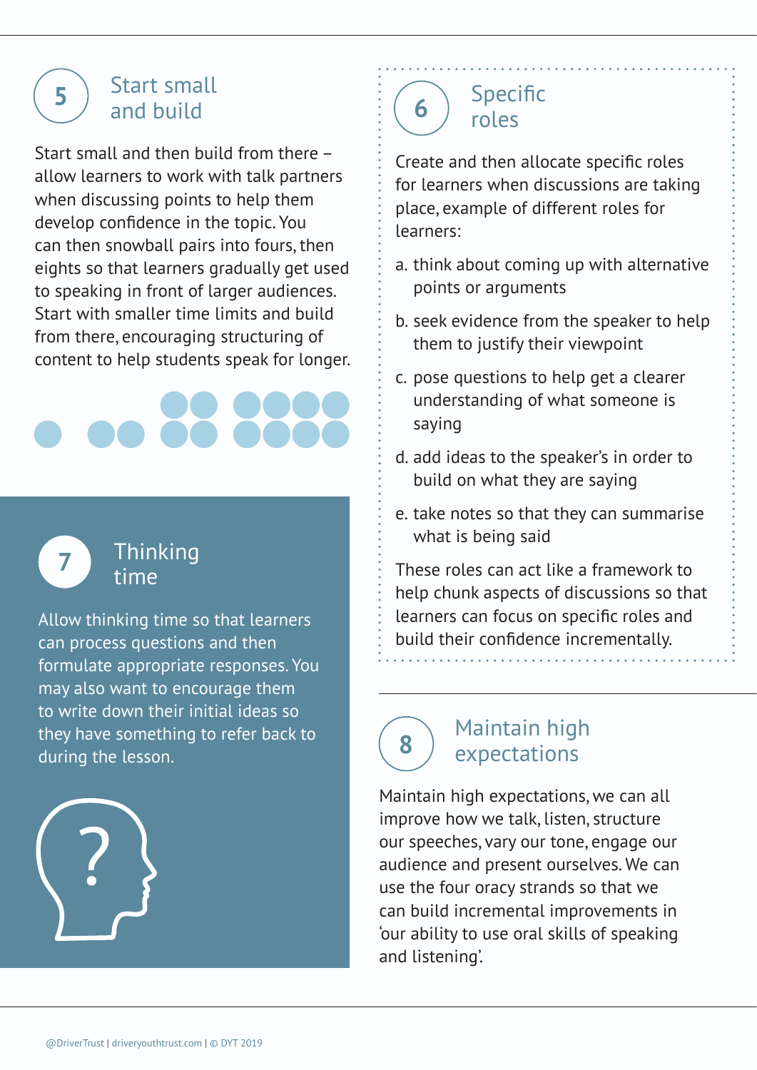## 5 Start small and build

Start small and then build from there – allow learners to work with talk partners when discussing points to help them develop confidence in the topic. You can then snowball pairs into fours, then eights so that learners gradually get used to speaking in front of larger audiences. Start with smaller time limits and build from there, encouraging structuring of content to help students speak for longer.

## 7 Thinking time

Allow thinking time so that learners can process questions and then formulate appropriate responses. You may also want to encourage them to write down their initial ideas so they have something to refer back to during the lesson.

## 6 Specific roles

Create and then allocate specific roles for learners when discussions are taking place, example of different roles for learners:

a. think about coming up with alternative points or arguments

b. seek evidence from the speaker to help them to justify their viewpoint

c. pose questions to help get a clearer understanding of what someone is saying

d. add ideas to the speaker's in order to build on what they are saying

e. take notes so that they can summarise what is being said

These roles can act like a framework to help chunk aspects of discussions so that learners can focus on specific roles and build their confidence incrementally.

## 8 Maintain high expectations

Maintain high expectations, we can all improve how we talk, listen, structure our speeches, vary our tone, engage our audience and present ourselves. We can use the four oracy strands so that we can build incremental improvements in 'our ability to use oral skills of speaking and listening'.

@DriverTrust | driveryouthtrust.com | © DYT 2019